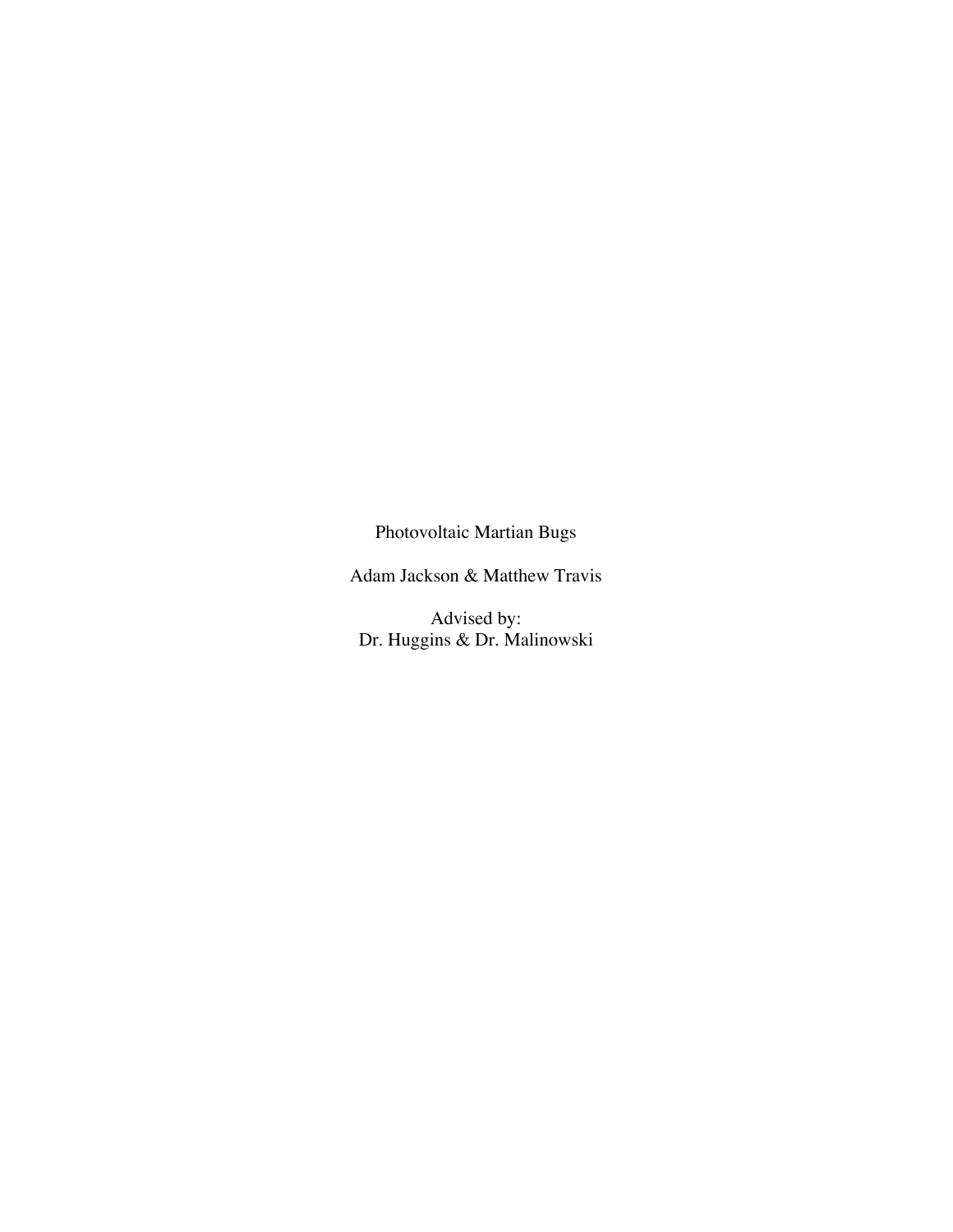# Photovoltaic Martian Bugs

Adam Jackson & Matthew Travis

Advised by:
Dr. Huggins & Dr. Malinowski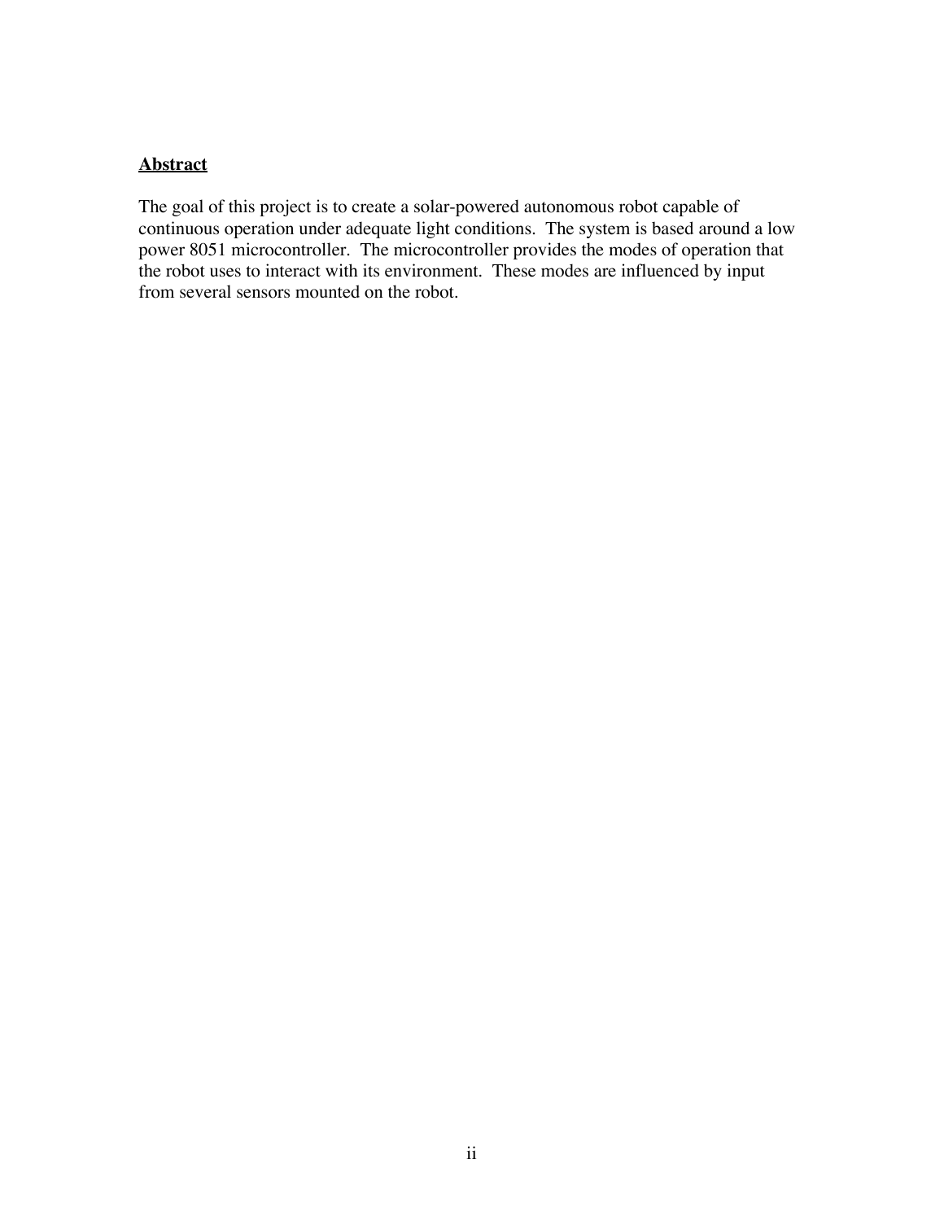## Abstract

The goal of this project is to create a solar-powered autonomous robot capable of continuous operation under adequate light conditions. The system is based around a low power 8051 microcontroller. The microcontroller provides the modes of operation that the robot uses to interact with its environment. These modes are influenced by input from several sensors mounted on the robot.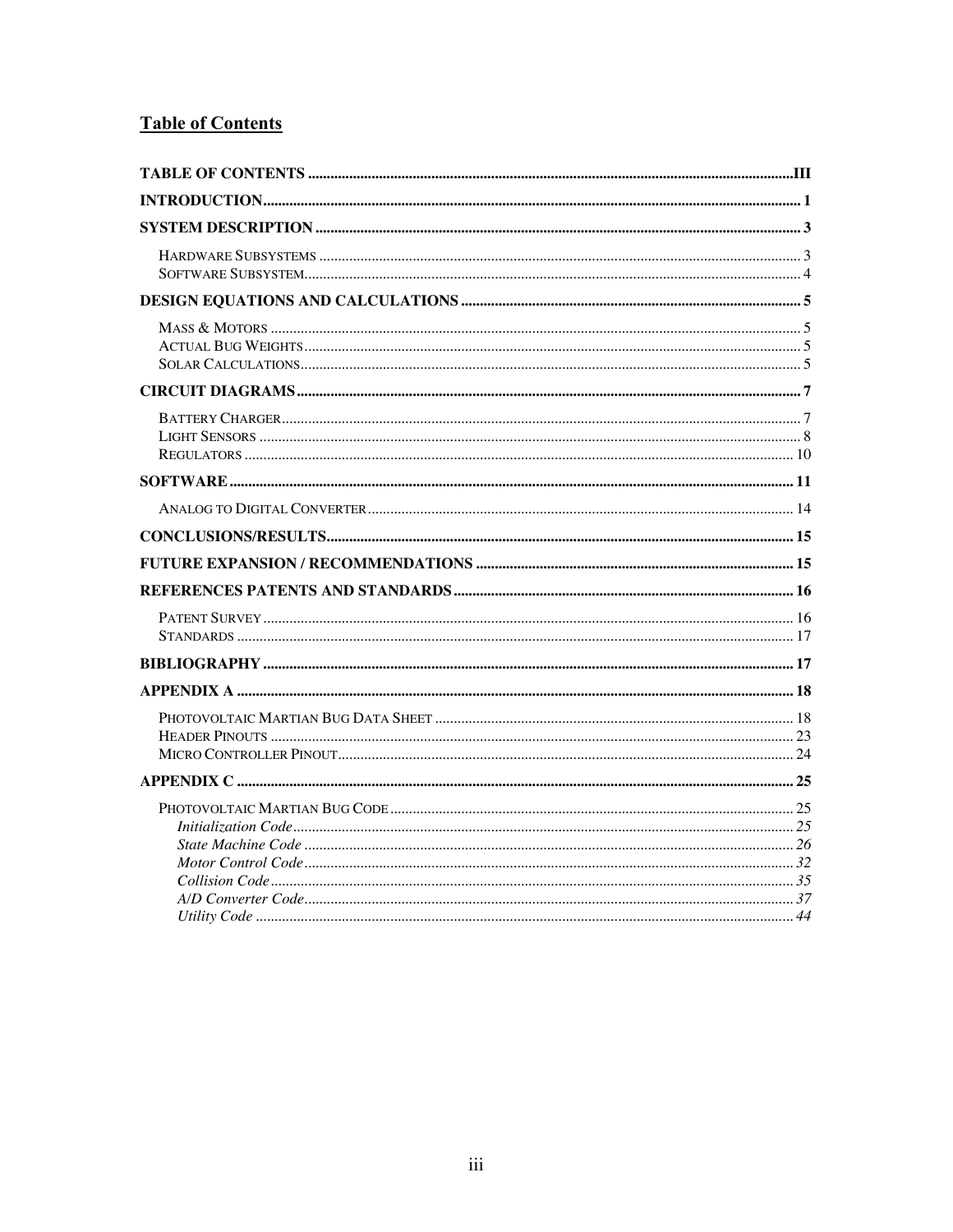## Table of Contents

**TABLE OF CONTENTS** .......... **III**

**INTRODUCTION** .......... **1**

**SYSTEM DESCRIPTION** .......... **3**

- HARDWARE SUBSYSTEMS .......... 3
- SOFTWARE SUBSYSTEM .......... 4

**DESIGN EQUATIONS AND CALCULATIONS** .......... **5**

- MASS & MOTORS .......... 5
- ACTUAL BUG WEIGHTS .......... 5
- SOLAR CALCULATIONS .......... 5

**CIRCUIT DIAGRAMS** .......... **7**

- BATTERY CHARGER .......... 7
- LIGHT SENSORS .......... 8
- REGULATORS .......... 10

**SOFTWARE** .......... **11**

- ANALOG TO DIGITAL CONVERTER .......... 14

**CONCLUSIONS/RESULTS** .......... **15**

**FUTURE EXPANSION / RECOMMENDATIONS** .......... **15**

**REFERENCES PATENTS AND STANDARDS** .......... **16**

- PATENT SURVEY .......... 16
- STANDARDS .......... 17

**BIBLIOGRAPHY** .......... **17**

**APPENDIX A** .......... **18**

- PHOTOVOLTAIC MARTIAN BUG DATA SHEET .......... 18
- HEADER PINOUTS .......... 23
- MICRO CONTROLLER PINOUT .......... 24

**APPENDIX C** .......... **25**

- PHOTOVOLTAIC MARTIAN BUG CODE .......... 25
  - *Initialization Code* .......... *25*
  - *State Machine Code* .......... *26*
  - *Motor Control Code* .......... *32*
  - *Collision Code* .......... *35*
  - *A/D Converter Code* .......... *37*
  - *Utility Code* .......... *44*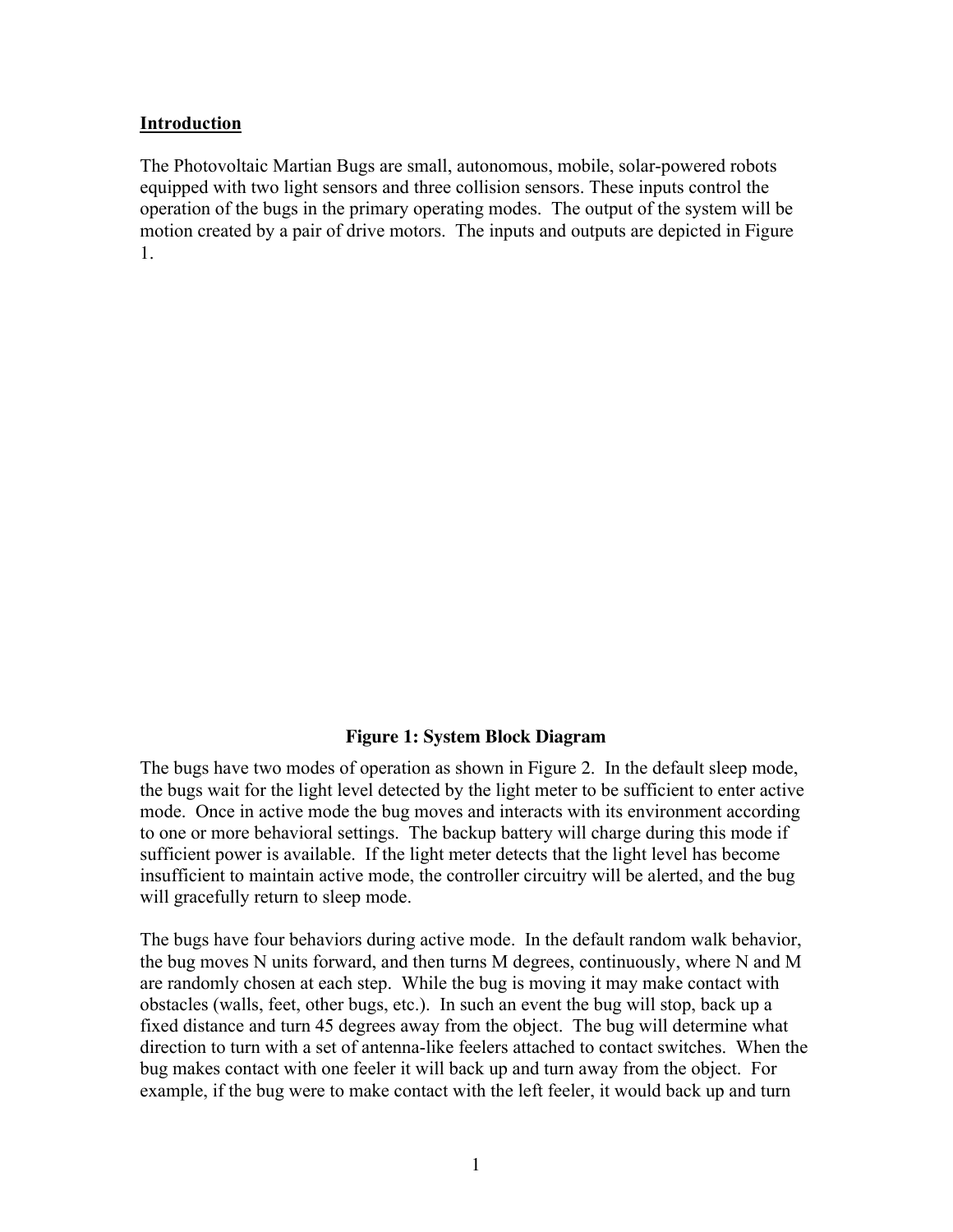## Introduction

The Photovoltaic Martian Bugs are small, autonomous, mobile, solar-powered robots equipped with two light sensors and three collision sensors. These inputs control the operation of the bugs in the primary operating modes. The output of the system will be motion created by a pair of drive motors. The inputs and outputs are depicted in Figure 1.

**Figure 1: System Block Diagram**

The bugs have two modes of operation as shown in Figure 2. In the default sleep mode, the bugs wait for the light level detected by the light meter to be sufficient to enter active mode. Once in active mode the bug moves and interacts with its environment according to one or more behavioral settings. The backup battery will charge during this mode if sufficient power is available. If the light meter detects that the light level has become insufficient to maintain active mode, the controller circuitry will be alerted, and the bug will gracefully return to sleep mode.

The bugs have four behaviors during active mode. In the default random walk behavior, the bug moves N units forward, and then turns M degrees, continuously, where N and M are randomly chosen at each step. While the bug is moving it may make contact with obstacles (walls, feet, other bugs, etc.). In such an event the bug will stop, back up a fixed distance and turn 45 degrees away from the object. The bug will determine what direction to turn with a set of antenna-like feelers attached to contact switches. When the bug makes contact with one feeler it will back up and turn away from the object. For example, if the bug were to make contact with the left feeler, it would back up and turn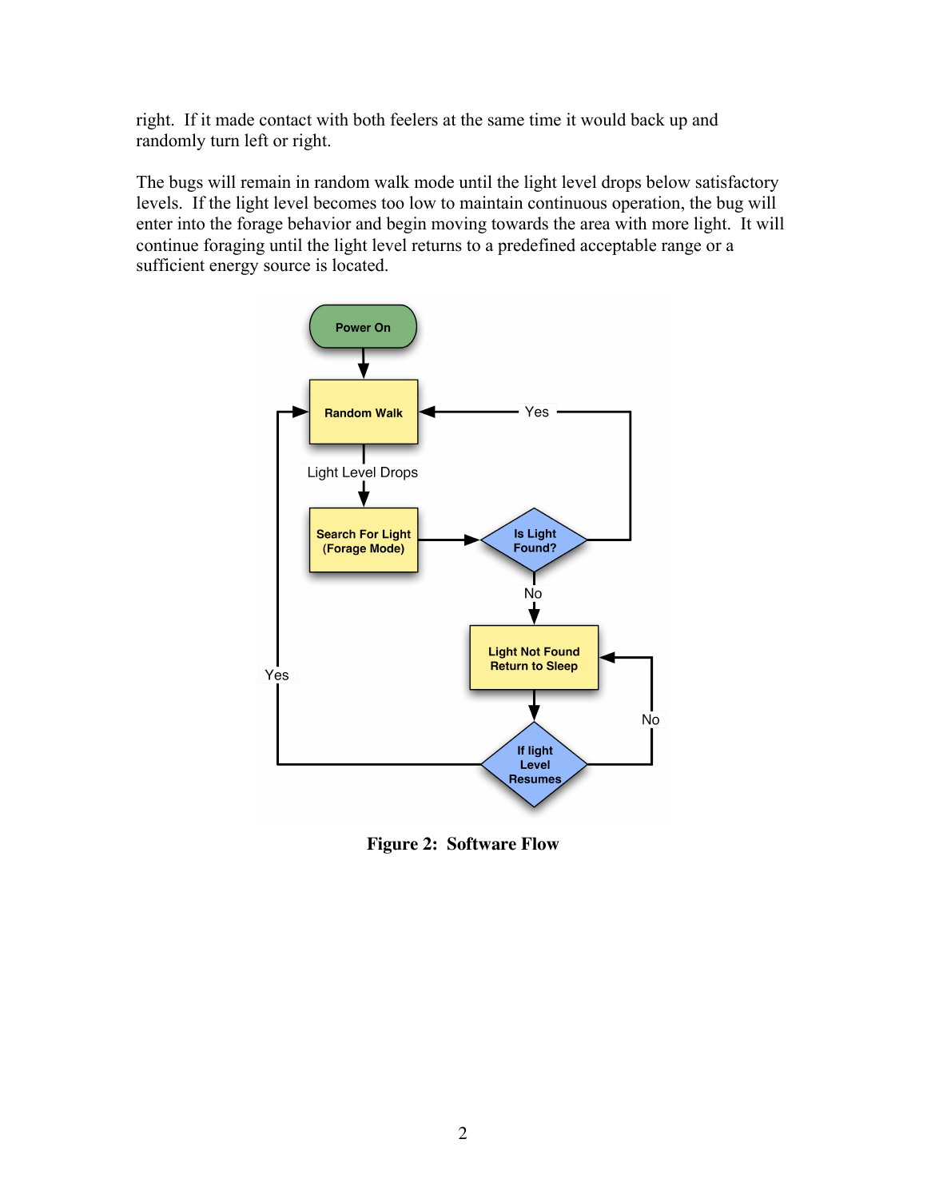right. If it made contact with both feelers at the same time it would back up and randomly turn left or right.

The bugs will remain in random walk mode until the light level drops below satisfactory levels. If the light level becomes too low to maintain continuous operation, the bug will enter into the forage behavior and begin moving towards the area with more light. It will continue foraging until the light level returns to a predefined acceptable range or a sufficient energy source is located.

Power On

Random Walk

Light Level Drops

Search For Light (Forage Mode)

Is Light Found?

Yes

No

Light Not Found Return to Sleep

If light Level Resumes

Yes

No

**Figure 2: Software Flow**